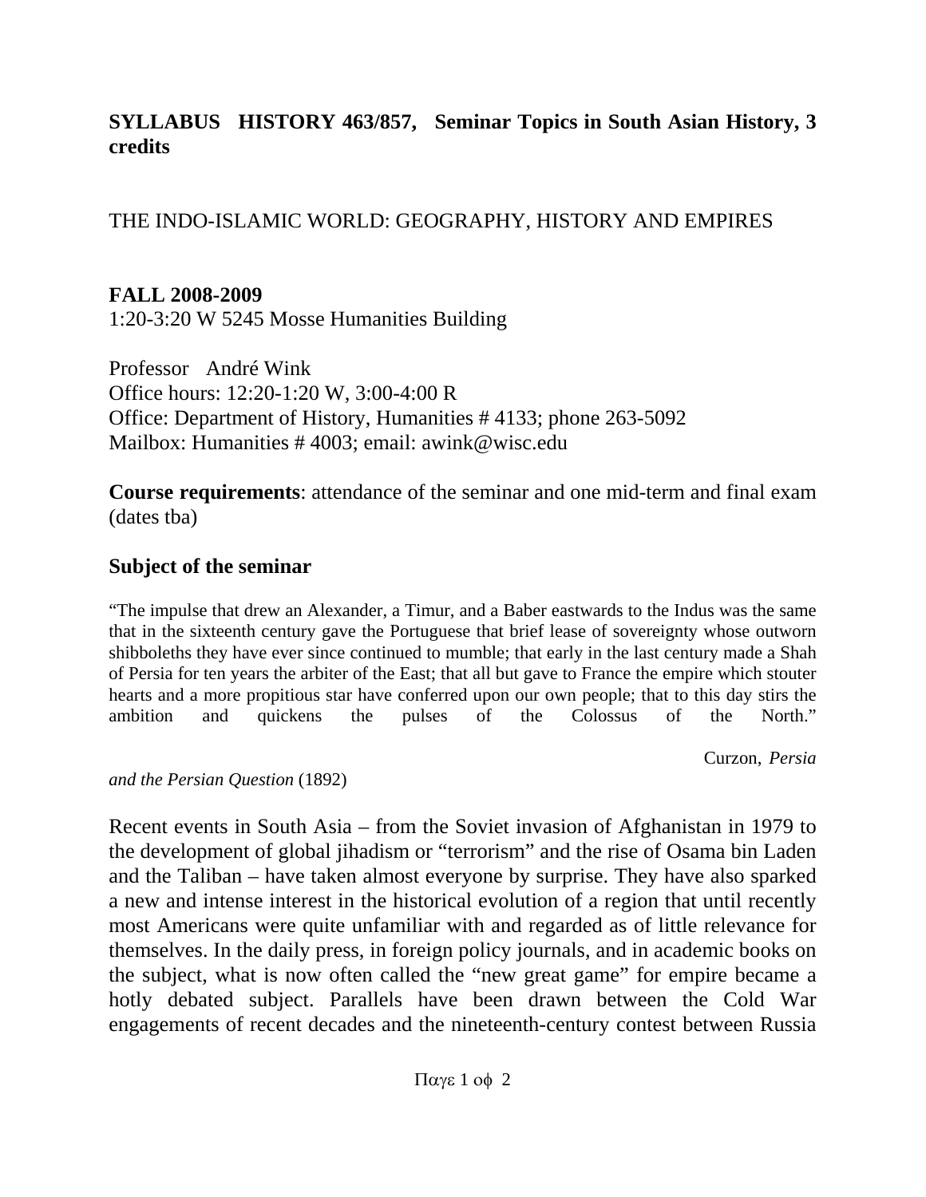**SYLLABUS HISTORY 463/857, Seminar Topics in South Asian History, 3 credits**

THE INDO-ISLAMIC WORLD: GEOGRAPHY, HISTORY AND EMPIRES

**FALL 2008-2009**
1:20-3:20 W 5245 Mosse Humanities Building

Professor André Wink
Office hours: 12:20-1:20 W, 3:00-4:00 R
Office: Department of History, Humanities # 4133; phone 263-5092
Mailbox: Humanities # 4003; email: awink@wisc.edu

**Course requirements**: attendance of the seminar and one mid-term and final exam (dates tba)

## Subject of the seminar

"The impulse that drew an Alexander, a Timur, and a Baber eastwards to the Indus was the same that in the sixteenth century gave the Portuguese that brief lease of sovereignty whose outworn shibboleths they have ever since continued to mumble; that early in the last century made a Shah of Persia for ten years the arbiter of the East; that all but gave to France the empire which stouter hearts and a more propitious star have conferred upon our own people; that to this day stirs the ambition and quickens the pulses of the Colossus of the North."

Curzon, *Persia and the Persian Question* (1892)

Recent events in South Asia – from the Soviet invasion of Afghanistan in 1979 to the development of global jihadism or "terrorism" and the rise of Osama bin Laden and the Taliban – have taken almost everyone by surprise. They have also sparked a new and intense interest in the historical evolution of a region that until recently most Americans were quite unfamiliar with and regarded as of little relevance for themselves. In the daily press, in foreign policy journals, and in academic books on the subject, what is now often called the "new great game" for empire became a hotly debated subject. Parallels have been drawn between the Cold War engagements of recent decades and the nineteenth-century contest between Russia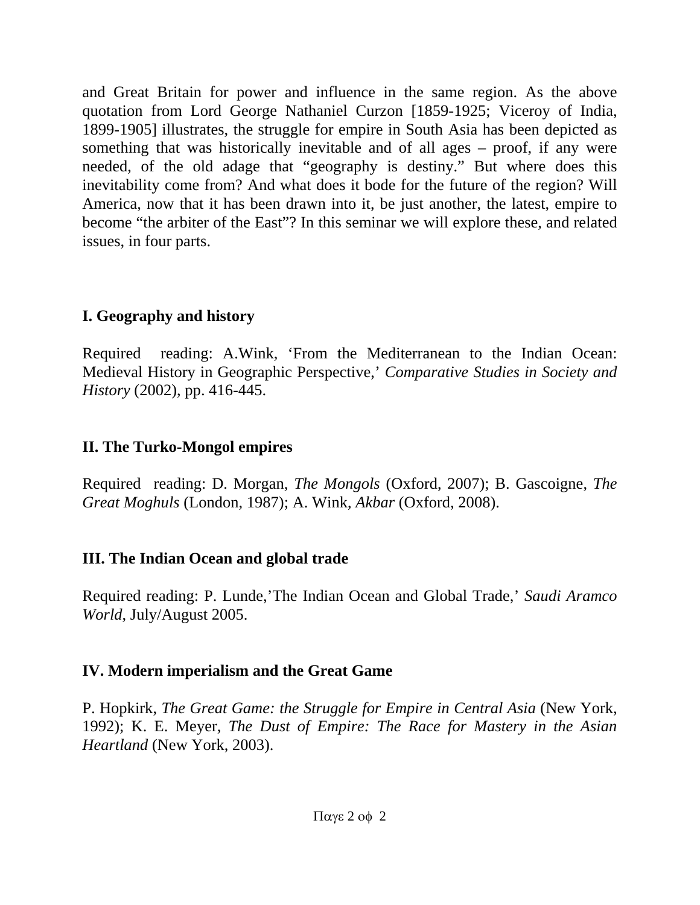and Great Britain for power and influence in the same region. As the above quotation from Lord George Nathaniel Curzon [1859-1925; Viceroy of India, 1899-1905] illustrates, the struggle for empire in South Asia has been depicted as something that was historically inevitable and of all ages – proof, if any were needed, of the old adage that "geography is destiny." But where does this inevitability come from? And what does it bode for the future of the region? Will America, now that it has been drawn into it, be just another, the latest, empire to become "the arbiter of the East"? In this seminar we will explore these, and related issues, in four parts.

## I. Geography and history

Required reading: A.Wink, 'From the Mediterranean to the Indian Ocean: Medieval History in Geographic Perspective,' *Comparative Studies in Society and History* (2002), pp. 416-445.

## II. The Turko-Mongol empires

Required reading: D. Morgan, *The Mongols* (Oxford, 2007); B. Gascoigne, *The Great Moghuls* (London, 1987); A. Wink, *Akbar* (Oxford, 2008).

## III. The Indian Ocean and global trade

Required reading: P. Lunde,'The Indian Ocean and Global Trade,' *Saudi Aramco World*, July/August 2005.

## IV. Modern imperialism and the Great Game

P. Hopkirk, *The Great Game: the Struggle for Empire in Central Asia* (New York, 1992); K. E. Meyer, *The Dust of Empire: The Race for Mastery in the Asian Heartland* (New York, 2003).